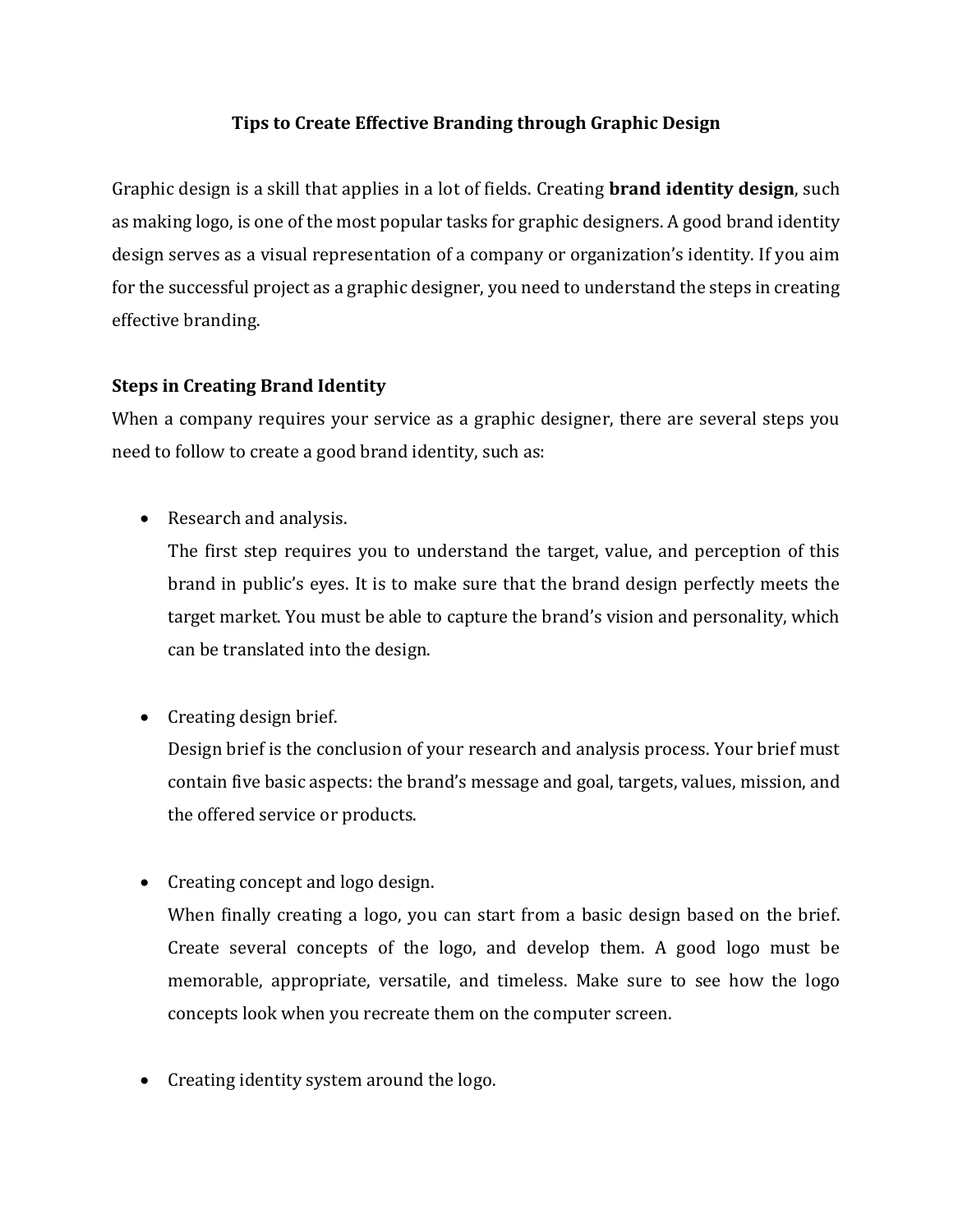# Tips to Create Effective Branding through Graphic Design

Graphic design is a skill that applies in a lot of fields. Creating **brand identity design**, such as making logo, is one of the most popular tasks for graphic designers. A good brand identity design serves as a visual representation of a company or organization's identity. If you aim for the successful project as a graphic designer, you need to understand the steps in creating effective branding.

## Steps in Creating Brand Identity

When a company requires your service as a graphic designer, there are several steps you need to follow to create a good brand identity, such as:

- Research and analysis.
  The first step requires you to understand the target, value, and perception of this brand in public's eyes. It is to make sure that the brand design perfectly meets the target market. You must be able to capture the brand's vision and personality, which can be translated into the design.

- Creating design brief.
  Design brief is the conclusion of your research and analysis process. Your brief must contain five basic aspects: the brand's message and goal, targets, values, mission, and the offered service or products.

- Creating concept and logo design.
  When finally creating a logo, you can start from a basic design based on the brief. Create several concepts of the logo, and develop them. A good logo must be memorable, appropriate, versatile, and timeless. Make sure to see how the logo concepts look when you recreate them on the computer screen.

- Creating identity system around the logo.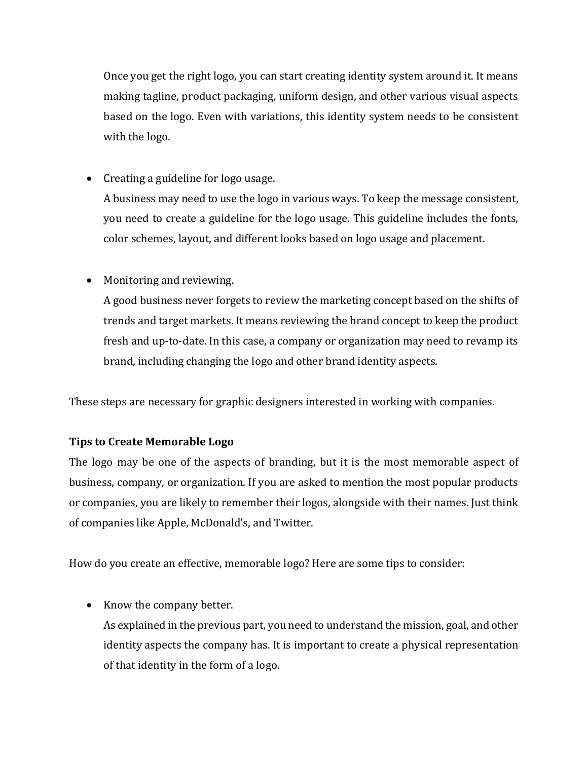Once you get the right logo, you can start creating identity system around it. It means making tagline, product packaging, uniform design, and other various visual aspects based on the logo. Even with variations, this identity system needs to be consistent with the logo.

- Creating a guideline for logo usage.
  A business may need to use the logo in various ways. To keep the message consistent, you need to create a guideline for the logo usage. This guideline includes the fonts, color schemes, layout, and different looks based on logo usage and placement.

- Monitoring and reviewing.
  A good business never forgets to review the marketing concept based on the shifts of trends and target markets. It means reviewing the brand concept to keep the product fresh and up-to-date. In this case, a company or organization may need to revamp its brand, including changing the logo and other brand identity aspects.

These steps are necessary for graphic designers interested in working with companies.

**Tips to Create Memorable Logo**

The logo may be one of the aspects of branding, but it is the most memorable aspect of business, company, or organization. If you are asked to mention the most popular products or companies, you are likely to remember their logos, alongside with their names. Just think of companies like Apple, McDonald's, and Twitter.

How do you create an effective, memorable logo? Here are some tips to consider:

- Know the company better.
  As explained in the previous part, you need to understand the mission, goal, and other identity aspects the company has. It is important to create a physical representation of that identity in the form of a logo.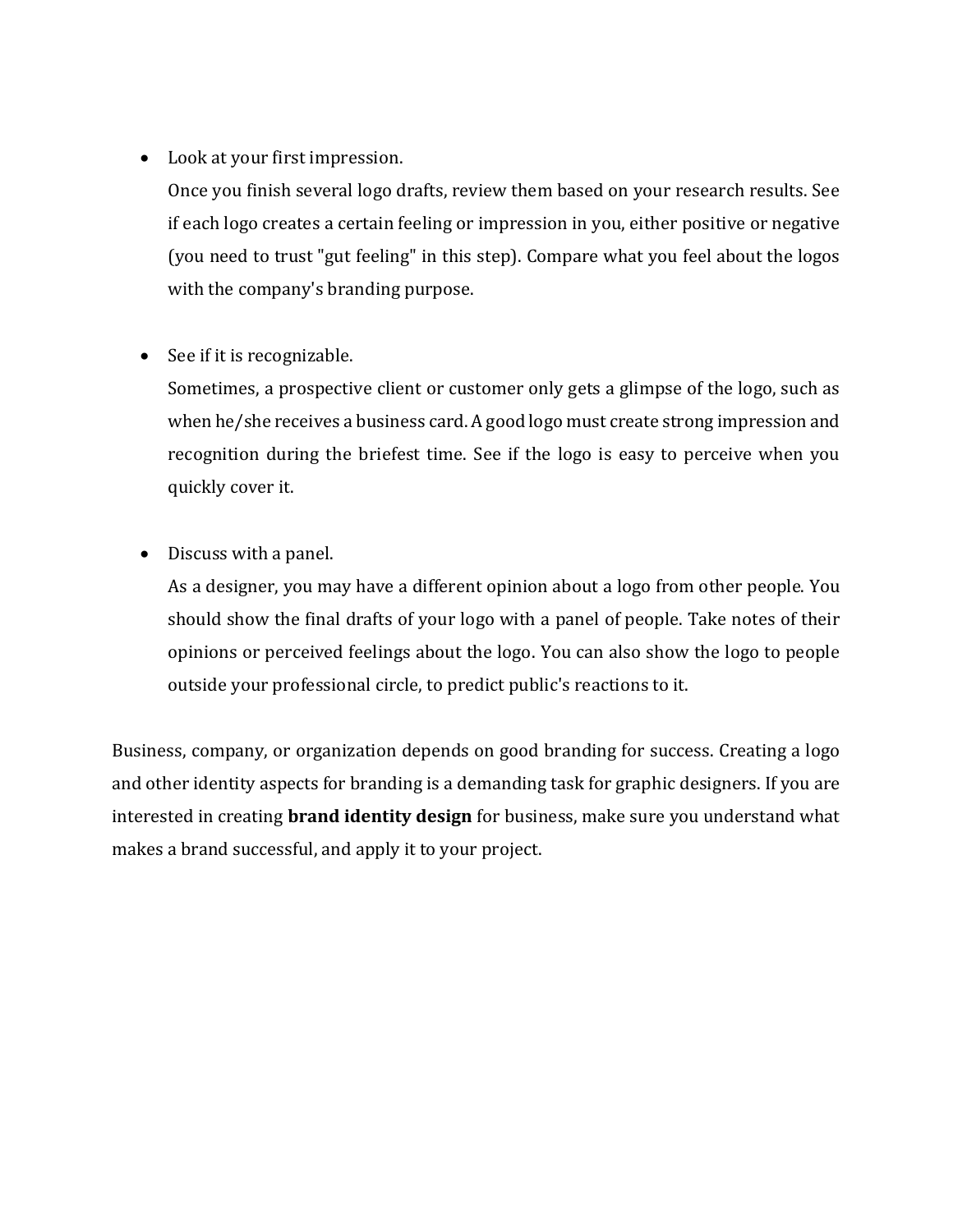- Look at your first impression.
  Once you finish several logo drafts, review them based on your research results. See if each logo creates a certain feeling or impression in you, either positive or negative (you need to trust "gut feeling" in this step). Compare what you feel about the logos with the company's branding purpose.

- See if it is recognizable.
  Sometimes, a prospective client or customer only gets a glimpse of the logo, such as when he/she receives a business card. A good logo must create strong impression and recognition during the briefest time. See if the logo is easy to perceive when you quickly cover it.

- Discuss with a panel.
  As a designer, you may have a different opinion about a logo from other people. You should show the final drafts of your logo with a panel of people. Take notes of their opinions or perceived feelings about the logo. You can also show the logo to people outside your professional circle, to predict public's reactions to it.

Business, company, or organization depends on good branding for success. Creating a logo and other identity aspects for branding is a demanding task for graphic designers. If you are interested in creating **brand identity design** for business, make sure you understand what makes a brand successful, and apply it to your project.